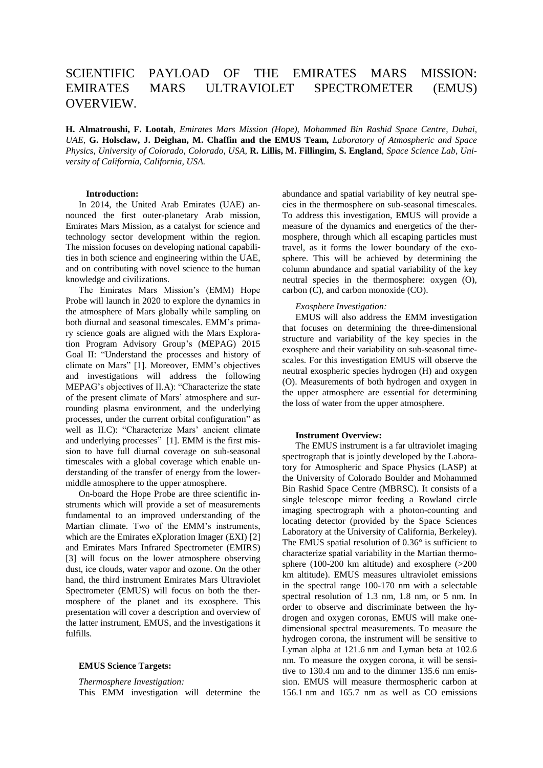# SCIENTIFIC PAYLOAD OF THE EMIRATES MARS MISSION: EMIRATES MARS ULTRAVIOLET SPECTROMETER (EMUS) OVERVIEW.

**H. Almatroushi, F. Lootah**, *Emirates Mars Mission (Hope), Mohammed Bin Rashid Space Centre, Dubai, UAE*, **G. Holsclaw, J. Deighan, M. Chaffin and the EMUS Team,** *Laboratory of Atmospheric and Space Physics, University of Colorado, Colorado, USA,* **R. Lillis, M. Fillingim, S. England**, *Space Science Lab, University of California, California, USA.*

**Introduction:**

In 2014, the United Arab Emirates (UAE) announced the first outer-planetary Arab mission, Emirates Mars Mission, as a catalyst for science and technology sector development within the region. The mission focuses on developing national capabilities in both science and engineering within the UAE, and on contributing with novel science to the human knowledge and civilizations.

The Emirates Mars Mission's (EMM) Hope Probe will launch in 2020 to explore the dynamics in the atmosphere of Mars globally while sampling on both diurnal and seasonal timescales. EMM's primary science goals are aligned with the Mars Exploration Program Advisory Group's (MEPAG) 2015 Goal II: "Understand the processes and history of climate on Mars" [1]. Moreover, EMM's objectives and investigations will address the following MEPAG's objectives of II.A): "Characterize the state of the present climate of Mars' atmosphere and surrounding plasma environment, and the underlying processes, under the current orbital configuration" as well as II.C): "Characterize Mars' ancient climate and underlying processes" [1]. EMM is the first mission to have full diurnal coverage on sub-seasonal timescales with a global coverage which enable understanding of the transfer of energy from the lower-middle atmosphere to the upper atmosphere.

On-board the Hope Probe are three scientific instruments which will provide a set of measurements fundamental to an improved understanding of the Martian climate. Two of the EMM's instruments, which are the Emirates eXploration Imager (EXI) [2] and Emirates Mars Infrared Spectrometer (EMIRS) [3] will focus on the lower atmosphere observing dust, ice clouds, water vapor and ozone. On the other hand, the third instrument Emirates Mars Ultraviolet Spectrometer (EMUS) will focus on both the thermosphere of the planet and its exosphere. This presentation will cover a description and overview of the latter instrument, EMUS, and the investigations it fulfills.

**EMUS Science Targets:**

*Thermosphere Investigation:*

This EMM investigation will determine the abundance and spatial variability of key neutral species in the thermosphere on sub-seasonal timescales. To address this investigation, EMUS will provide a measure of the dynamics and energetics of the thermosphere, through which all escaping particles must travel, as it forms the lower boundary of the exosphere. This will be achieved by determining the column abundance and spatial variability of the key neutral species in the thermosphere: oxygen (O), carbon (C), and carbon monoxide (CO).

*Exosphere Investigation:*

EMUS will also address the EMM investigation that focuses on determining the three-dimensional structure and variability of the key species in the exosphere and their variability on sub-seasonal timescales. For this investigation EMUS will observe the neutral exospheric species hydrogen (H) and oxygen (O). Measurements of both hydrogen and oxygen in the upper atmosphere are essential for determining the loss of water from the upper atmosphere.

**Instrument Overview:**

The EMUS instrument is a far ultraviolet imaging spectrograph that is jointly developed by the Laboratory for Atmospheric and Space Physics (LASP) at the University of Colorado Boulder and Mohammed Bin Rashid Space Centre (MBRSC). It consists of a single telescope mirror feeding a Rowland circle imaging spectrograph with a photon-counting and locating detector (provided by the Space Sciences Laboratory at the University of California, Berkeley). The EMUS spatial resolution of 0.36° is sufficient to characterize spatial variability in the Martian thermosphere (100-200 km altitude) and exosphere (>200 km altitude). EMUS measures ultraviolet emissions in the spectral range 100-170 nm with a selectable spectral resolution of 1.3 nm, 1.8 nm, or 5 nm. In order to observe and discriminate between the hydrogen and oxygen coronas, EMUS will make one-dimensional spectral measurements. To measure the hydrogen corona, the instrument will be sensitive to Lyman alpha at 121.6 nm and Lyman beta at 102.6 nm. To measure the oxygen corona, it will be sensitive to 130.4 nm and to the dimmer 135.6 nm emission. EMUS will measure thermospheric carbon at 156.1 nm and 165.7 nm as well as CO emissions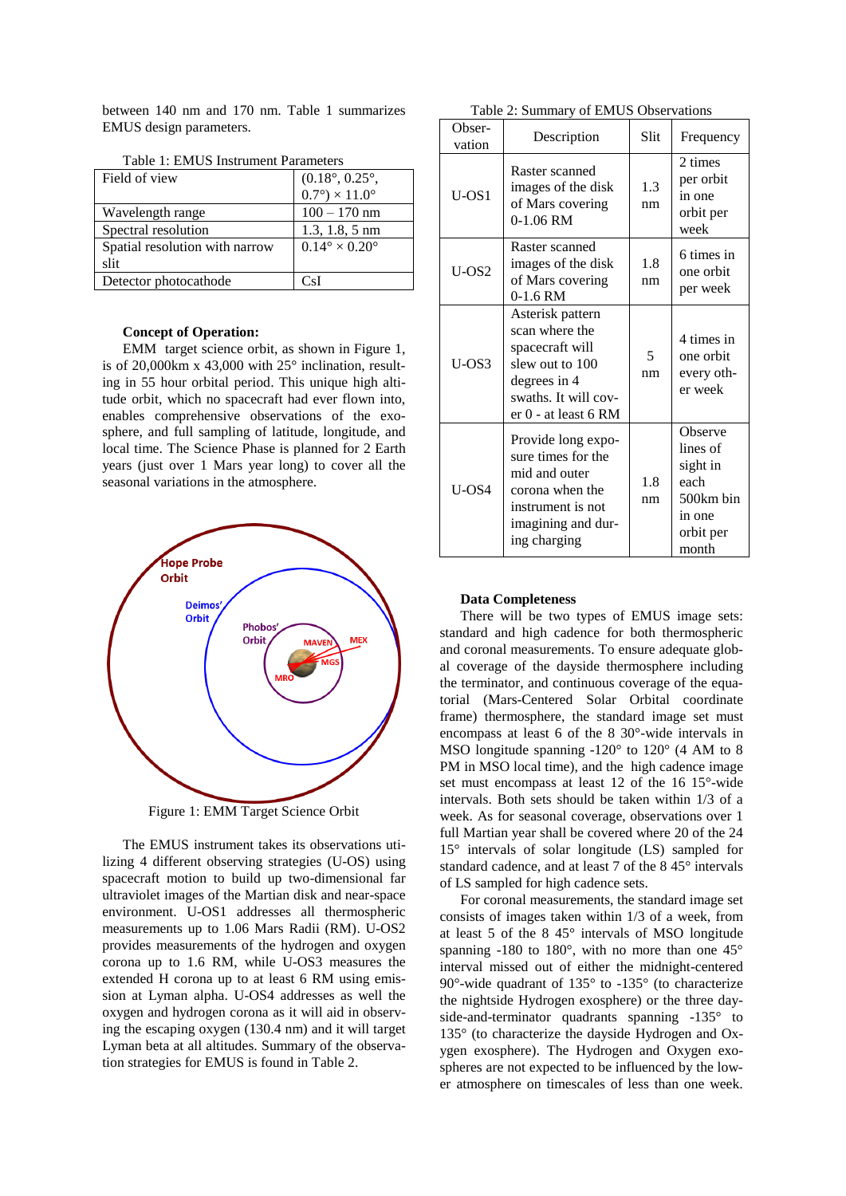between 140 nm and 170 nm. Table 1 summarizes EMUS design parameters.

Table 1: EMUS Instrument Parameters

| | |
|---|---|
| Field of view | (0.18°, 0.25°, 0.7°) × 11.0° |
| Wavelength range | 100 – 170 nm |
| Spectral resolution | 1.3, 1.8, 5 nm |
| Spatial resolution with narrow slit | 0.14° × 0.20° |
| Detector photocathode | CsI |

**Concept of Operation:**

EMM target science orbit, as shown in Figure 1, is of 20,000km x 43,000 with 25° inclination, resulting in 55 hour orbital period. This unique high altitude orbit, which no spacecraft had ever flown into, enables comprehensive observations of the exosphere, and full sampling of latitude, longitude, and local time. The Science Phase is planned for 2 Earth years (just over 1 Mars year long) to cover all the seasonal variations in the atmosphere.

Figure 1: EMM Target Science Orbit

The EMUS instrument takes its observations utilizing 4 different observing strategies (U-OS) using spacecraft motion to build up two-dimensional far ultraviolet images of the Martian disk and near-space environment. U-OS1 addresses all thermospheric measurements up to 1.06 Mars Radii (RM). U-OS2 provides measurements of the hydrogen and oxygen corona up to 1.6 RM, while U-OS3 measures the extended H corona up to at least 6 RM using emission at Lyman alpha. U-OS4 addresses as well the oxygen and hydrogen corona as it will aid in observing the escaping oxygen (130.4 nm) and it will target Lyman beta at all altitudes. Summary of the observation strategies for EMUS is found in Table 2.

Table 2: Summary of EMUS Observations

| Observation | Description | Slit | Frequency |
|---|---|---|---|
| U-OS1 | Raster scanned images of the disk of Mars covering 0-1.06 RM | 1.3 nm | 2 times per orbit in one orbit per week |
| U-OS2 | Raster scanned images of the disk of Mars covering 0-1.6 RM | 1.8 nm | 6 times in one orbit per week |
| U-OS3 | Asterisk pattern scan where the spacecraft will slew out to 100 degrees in 4 swaths. It will cover 0 - at least 6 RM | 5 nm | 4 times in one orbit every other week |
| U-OS4 | Provide long exposure times for the mid and outer corona when the instrument is not imaging and during charging | 1.8 nm | Observe lines of sight in each 500km bin in one orbit per month |

**Data Completeness**

There will be two types of EMUS image sets: standard and high cadence for both thermospheric and coronal measurements. To ensure adequate global coverage of the dayside thermosphere including the terminator, and continuous coverage of the equatorial (Mars-Centered Solar Orbital coordinate frame) thermosphere, the standard image set must encompass at least 6 of the 8 30°-wide intervals in MSO longitude spanning -120° to 120° (4 AM to 8 PM in MSO local time), and the high cadence image set must encompass at least 12 of the 16 15°-wide intervals. Both sets should be taken within 1/3 of a week. As for seasonal coverage, observations over 1 full Martian year shall be covered where 20 of the 24 15° intervals of solar longitude (LS) sampled for standard cadence, and at least 7 of the 8 45° intervals of LS sampled for high cadence sets.

For coronal measurements, the standard image set consists of images taken within 1/3 of a week, from at least 5 of the 8 45° intervals of MSO longitude spanning -180 to 180°, with no more than one 45° interval missed out of either the midnight-centered 90°-wide quadrant of 135° to -135° (to characterize the nightside Hydrogen exosphere) or the three dayside-and-terminator quadrants spanning -135° to 135° (to characterize the dayside Hydrogen and Oxygen exosphere). The Hydrogen and Oxygen exospheres are not expected to be influenced by the lower atmosphere on timescales of less than one week.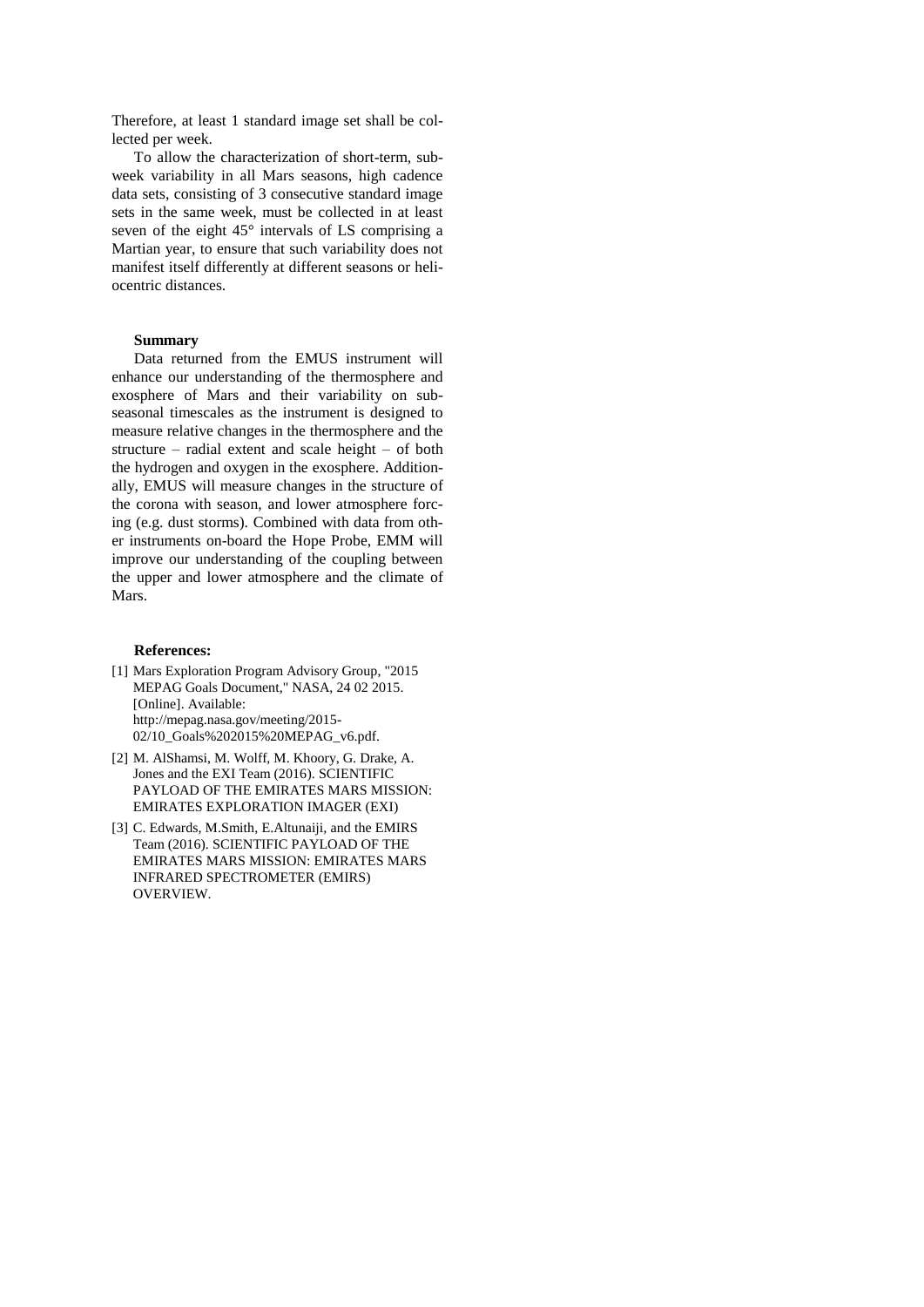Therefore, at least 1 standard image set shall be collected per week.

To allow the characterization of short-term, sub-week variability in all Mars seasons, high cadence data sets, consisting of 3 consecutive standard image sets in the same week, must be collected in at least seven of the eight 45° intervals of LS comprising a Martian year, to ensure that such variability does not manifest itself differently at different seasons or heliocentric distances.

**Summary**

Data returned from the EMUS instrument will enhance our understanding of the thermosphere and exosphere of Mars and their variability on sub-seasonal timescales as the instrument is designed to measure relative changes in the thermosphere and the structure – radial extent and scale height – of both the hydrogen and oxygen in the exosphere. Additionally, EMUS will measure changes in the structure of the corona with season, and lower atmosphere forcing (e.g. dust storms). Combined with data from other instruments on-board the Hope Probe, EMM will improve our understanding of the coupling between the upper and lower atmosphere and the climate of Mars.

**References:**

[1] Mars Exploration Program Advisory Group, "2015 MEPAG Goals Document," NASA, 24 02 2015. [Online]. Available: http://mepag.nasa.gov/meeting/2015-02/10_Goals%202015%20MEPAG_v6.pdf.

[2] M. AlShamsi, M. Wolff, M. Khoory, G. Drake, A. Jones and the EXI Team (2016). SCIENTIFIC PAYLOAD OF THE EMIRATES MARS MISSION: EMIRATES EXPLORATION IMAGER (EXI)

[3] C. Edwards, M.Smith, E.Altunaiji, and the EMIRS Team (2016). SCIENTIFIC PAYLOAD OF THE EMIRATES MARS MISSION: EMIRATES MARS INFRARED SPECTROMETER (EMIRS) OVERVIEW.